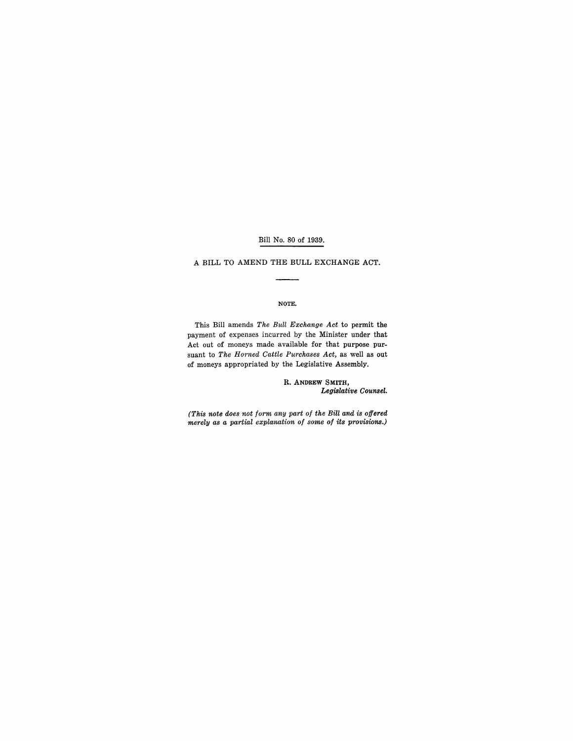Bill No. 80 of 1939.

# A BILL TO AMEND THE BULL EXCHANGE ACT.

## NOTE.

This Bill amends *The Bull Exchange Act* to permit the payment of expenses incurred by the Minister under that Act out of moneys made available for that purpose pursuant to *The Horned Cattle Purchases Act*, as well as out of moneys appropriated by the Legislative Assembly.

R. ANDREW SMITH,
*Legislative Counsel.*

*(This note does not form any part of the Bill and is offered merely as a partial explanation of some of its provisions.)*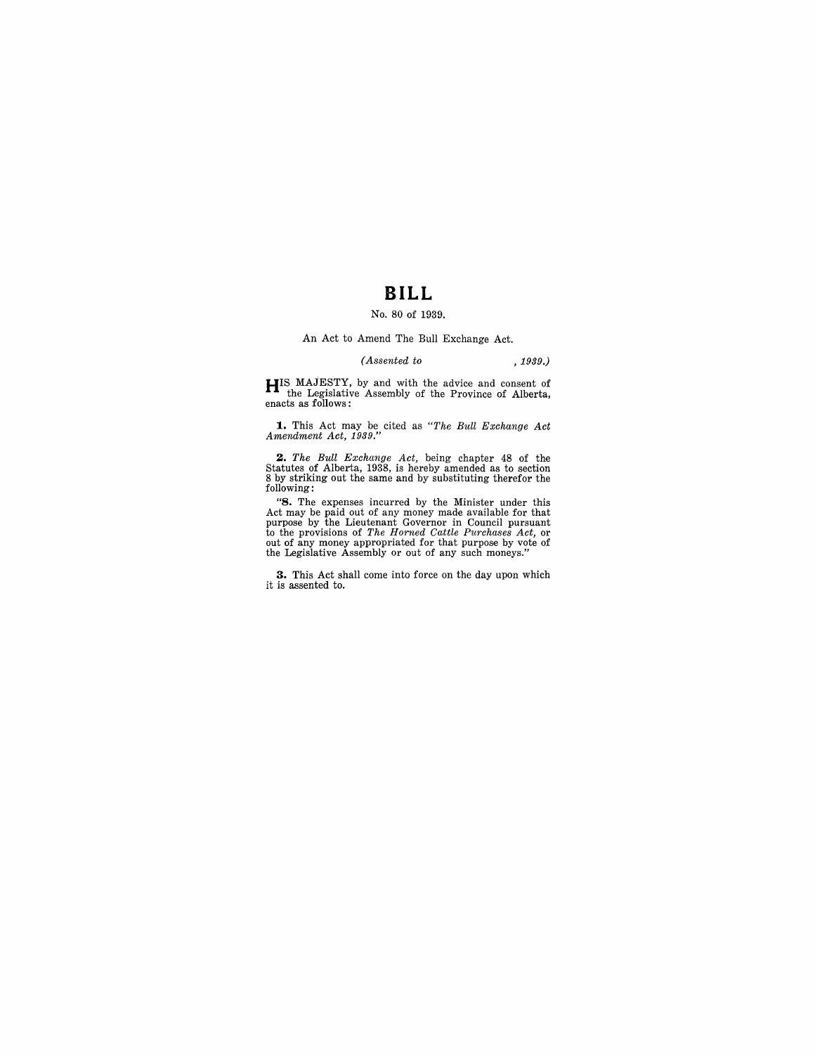# BILL

No. 80 of 1939.

An Act to Amend The Bull Exchange Act.

*(Assented to , 1939.)*

HIS MAJESTY, by and with the advice and consent of the Legislative Assembly of the Province of Alberta, enacts as follows:

**1.** This Act may be cited as *"The Bull Exchange Act Amendment Act, 1939."*

**2.** *The Bull Exchange Act,* being chapter 48 of the Statutes of Alberta, 1938, is hereby amended as to section 8 by striking out the same and by substituting therefor the following:

"**8.** The expenses incurred by the Minister under this Act may be paid out of any money made available for that purpose by the Lieutenant Governor in Council pursuant to the provisions of *The Horned Cattle Purchases Act,* or out of any money appropriated for that purpose by vote of the Legislative Assembly or out of any such moneys."

**3.** This Act shall come into force on the day upon which it is assented to.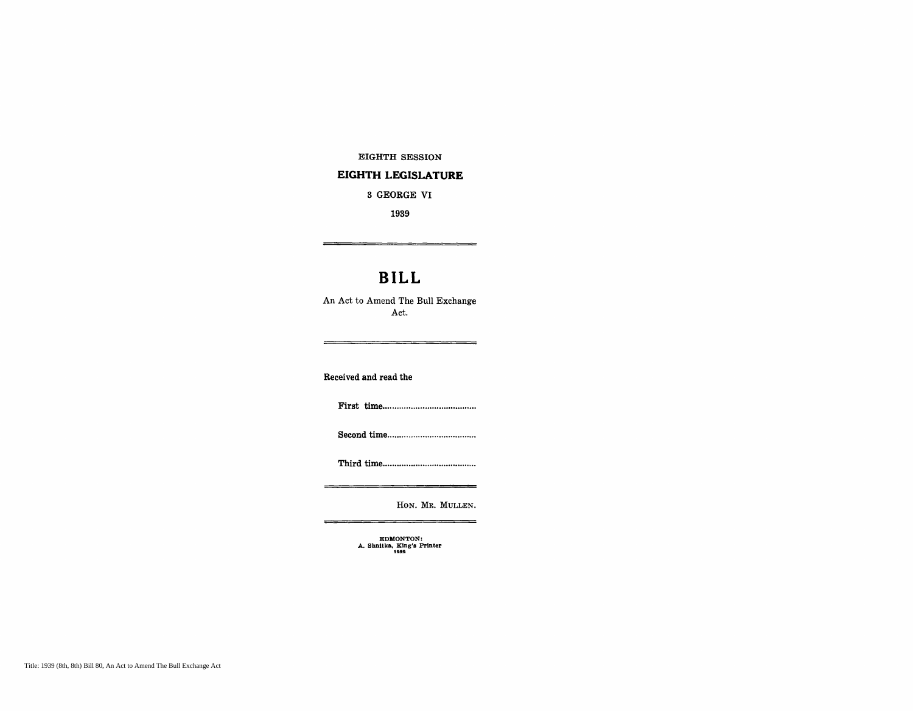EIGHTH SESSION

**EIGHTH LEGISLATURE**

3 GEORGE VI

1939

# BILL

An Act to Amend The Bull Exchange Act.

**Received and read the**

**First time......................................**

**Second time.....................................**

**Third time.......................................**

HON. MR. MULLEN.

EDMONTON:
A. Shnitka, King's Printer
1939

Title: 1939 (8th, 8th) Bill 80, An Act to Amend The Bull Exchange Act